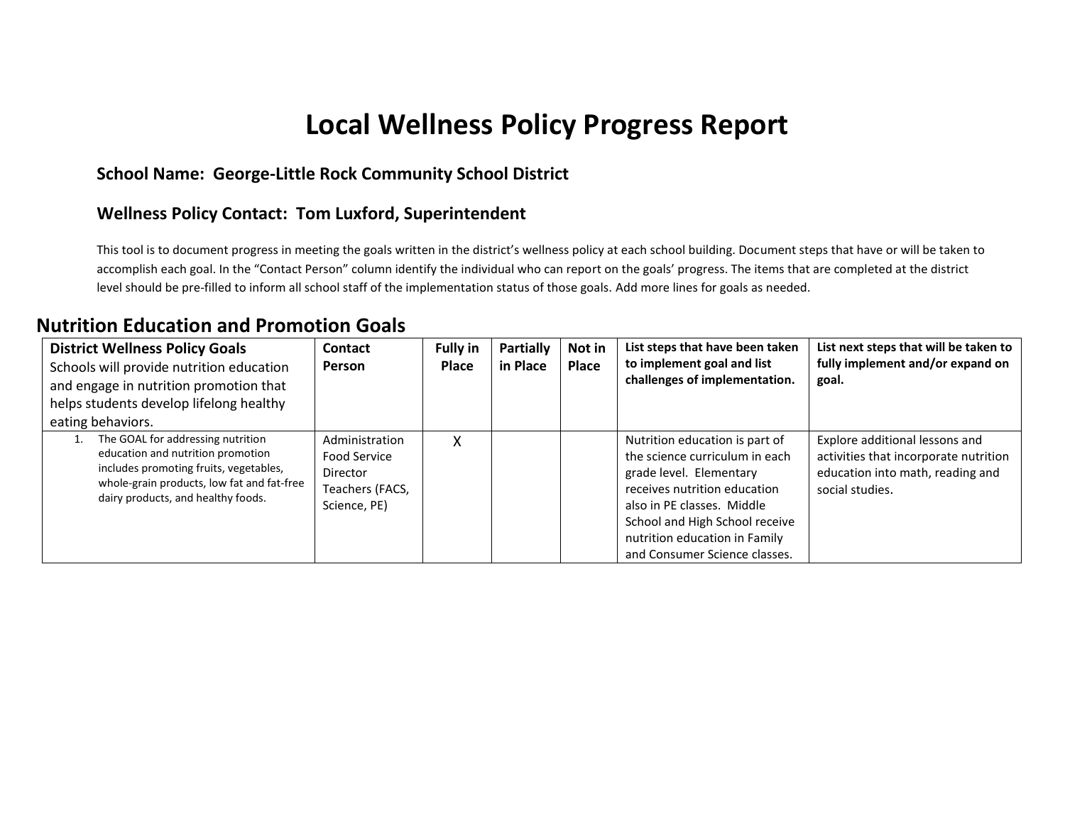# Local Wellness Policy Progress Report

### School Name: George-Little Rock Community School District

### Wellness Policy Contact: Tom Luxford, Superintendent

This tool is to document progress in meeting the goals written in the district's wellness policy at each school building. Document steps that have or will be taken to accomplish each goal. In the "Contact Person" column identify the individual who can report on the goals' progress. The items that are completed at the district level should be pre-filled to inform all school staff of the implementation status of those goals. Add more lines for goals as needed.

## Nutrition Education and Promotion Goals

| **District Wellness Policy Goals** Schools will provide nutrition education and engage in nutrition promotion that helps students develop lifelong healthy eating behaviors. | **Contact Person** | **Fully in Place** | **Partially in Place** | **Not in Place** | **List steps that have been taken to implement goal and list challenges of implementation.** | **List next steps that will be taken to fully implement and/or expand on goal.** |
|---|---|---|---|---|---|---|
| 1. The GOAL for addressing nutrition education and nutrition promotion includes promoting fruits, vegetables, whole-grain products, low fat and fat-free dairy products, and healthy foods. | Administration Food Service Director Teachers (FACS, Science, PE) | X | | | Nutrition education is part of the science curriculum in each grade level. Elementary receives nutrition education also in PE classes. Middle School and High School receive nutrition education in Family and Consumer Science classes. | Explore additional lessons and activities that incorporate nutrition education into math, reading and social studies. |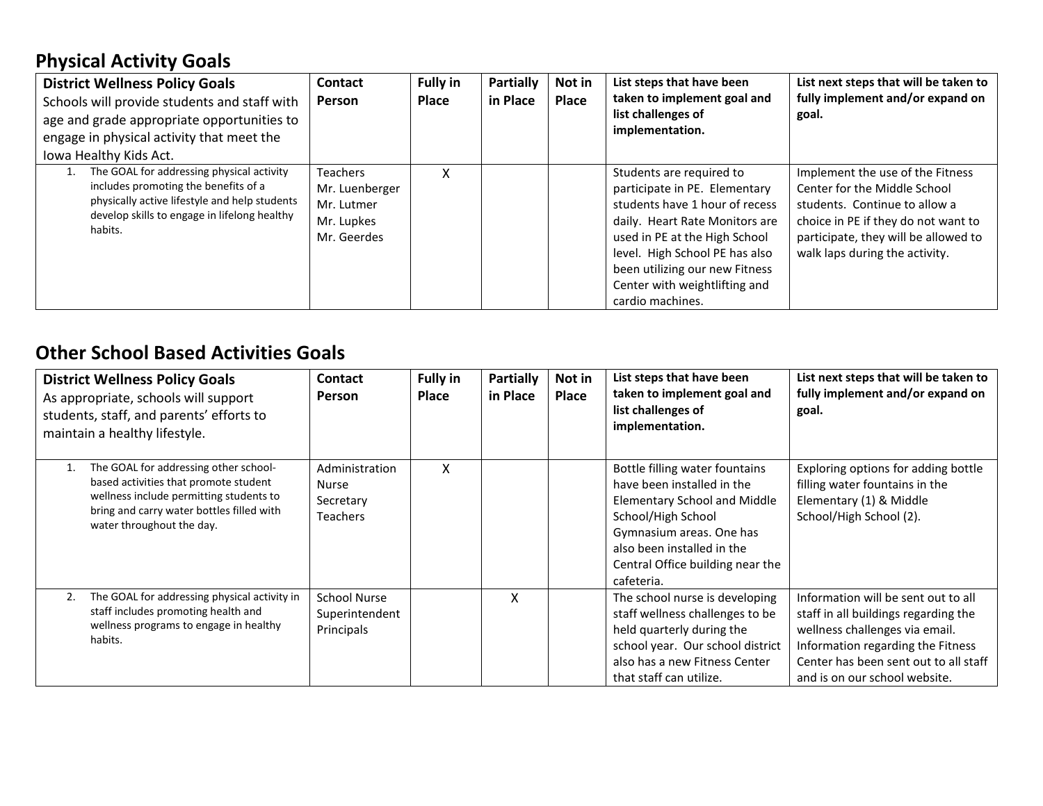## Physical Activity Goals

| **District Wellness Policy Goals** Schools will provide students and staff with age and grade appropriate opportunities to engage in physical activity that meet the Iowa Healthy Kids Act. | **Contact Person** | **Fully in Place** | **Partially in Place** | **Not in Place** | **List steps that have been taken to implement goal and list challenges of implementation.** | **List next steps that will be taken to fully implement and/or expand on goal.** |
|---|---|---|---|---|---|---|
| 1. The GOAL for addressing physical activity includes promoting the benefits of a physically active lifestyle and help students develop skills to engage in lifelong healthy habits. | Teachers<br>Mr. Luenberger<br>Mr. Lutmer<br>Mr. Lupkes<br>Mr. Geerdes | X | | | Students are required to participate in PE. Elementary students have 1 hour of recess daily. Heart Rate Monitors are used in PE at the High School level. High School PE has also been utilizing our new Fitness Center with weightlifting and cardio machines. | Implement the use of the Fitness Center for the Middle School students. Continue to allow a choice in PE if they do not want to participate, they will be allowed to walk laps during the activity. |

## Other School Based Activities Goals

| **District Wellness Policy Goals** As appropriate, schools will support students, staff, and parents' efforts to maintain a healthy lifestyle. | **Contact Person** | **Fully in Place** | **Partially in Place** | **Not in Place** | **List steps that have been taken to implement goal and list challenges of implementation.** | **List next steps that will be taken to fully implement and/or expand on goal.** |
|---|---|---|---|---|---|---|
| 1. The GOAL for addressing other school-based activities that promote student wellness include permitting students to bring and carry water bottles filled with water throughout the day. | Administration<br>Nurse<br>Secretary<br>Teachers | X | | | Bottle filling water fountains have been installed in the Elementary School and Middle School/High School Gymnasium areas. One has also been installed in the Central Office building near the cafeteria. | Exploring options for adding bottle filling water fountains in the Elementary (1) & Middle School/High School (2). |
| 2. The GOAL for addressing physical activity in staff includes promoting health and wellness programs to engage in healthy habits. | School Nurse<br>Superintendent<br>Principals | | X | | The school nurse is developing staff wellness challenges to be held quarterly during the school year. Our school district also has a new Fitness Center that staff can utilize. | Information will be sent out to all staff in all buildings regarding the wellness challenges via email. Information regarding the Fitness Center has been sent out to all staff and is on our school website. |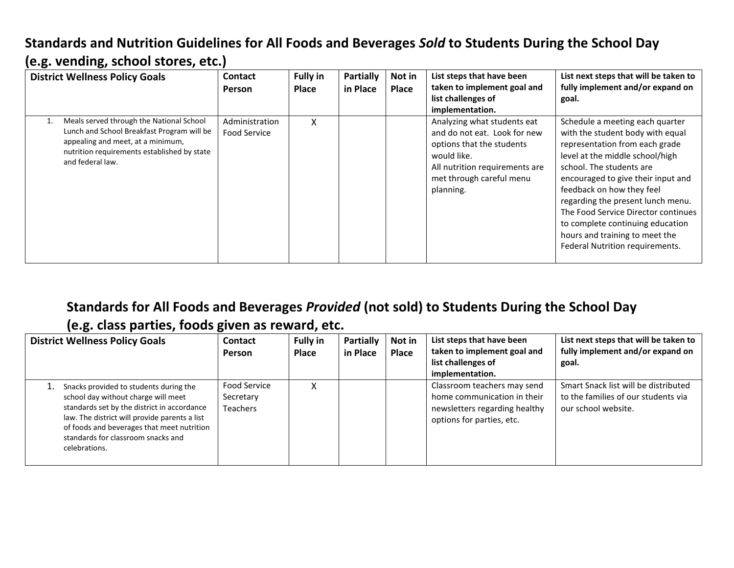## Standards and Nutrition Guidelines for All Foods and Beverages *Sold* to Students During the School Day (e.g. vending, school stores, etc.)

| District Wellness Policy Goals | Contact Person | Fully in Place | Partially in Place | Not in Place | List steps that have been taken to implement goal and list challenges of implementation. | List next steps that will be taken to fully implement and/or expand on goal. |
|---|---|---|---|---|---|---|
| 1. Meals served through the National School Lunch and School Breakfast Program will be appealing and meet, at a minimum, nutrition requirements established by state and federal law. | Administration Food Service | X | | | Analyzing what students eat and do not eat. Look for new options that the students would like. All nutrition requirements are met through careful menu planning. | Schedule a meeting each quarter with the student body with equal representation from each grade level at the middle school/high school. The students are encouraged to give their input and feedback on how they feel regarding the present lunch menu. The Food Service Director continues to complete continuing education hours and training to meet the Federal Nutrition requirements. |

## Standards for All Foods and Beverages *Provided* (not sold) to Students During the School Day (e.g. class parties, foods given as reward, etc.

| District Wellness Policy Goals | Contact Person | Fully in Place | Partially in Place | Not in Place | List steps that have been taken to implement goal and list challenges of implementation. | List next steps that will be taken to fully implement and/or expand on goal. |
|---|---|---|---|---|---|---|
| 1. Snacks provided to students during the school day without charge will meet standards set by the district in accordance law. The district will provide parents a list of foods and beverages that meet nutrition standards for classroom snacks and celebrations. | Food Service Secretary Teachers | X | | | Classroom teachers may send home communication in their newsletters regarding healthy options for parties, etc. | Smart Snack list will be distributed to the families of our students via our school website. |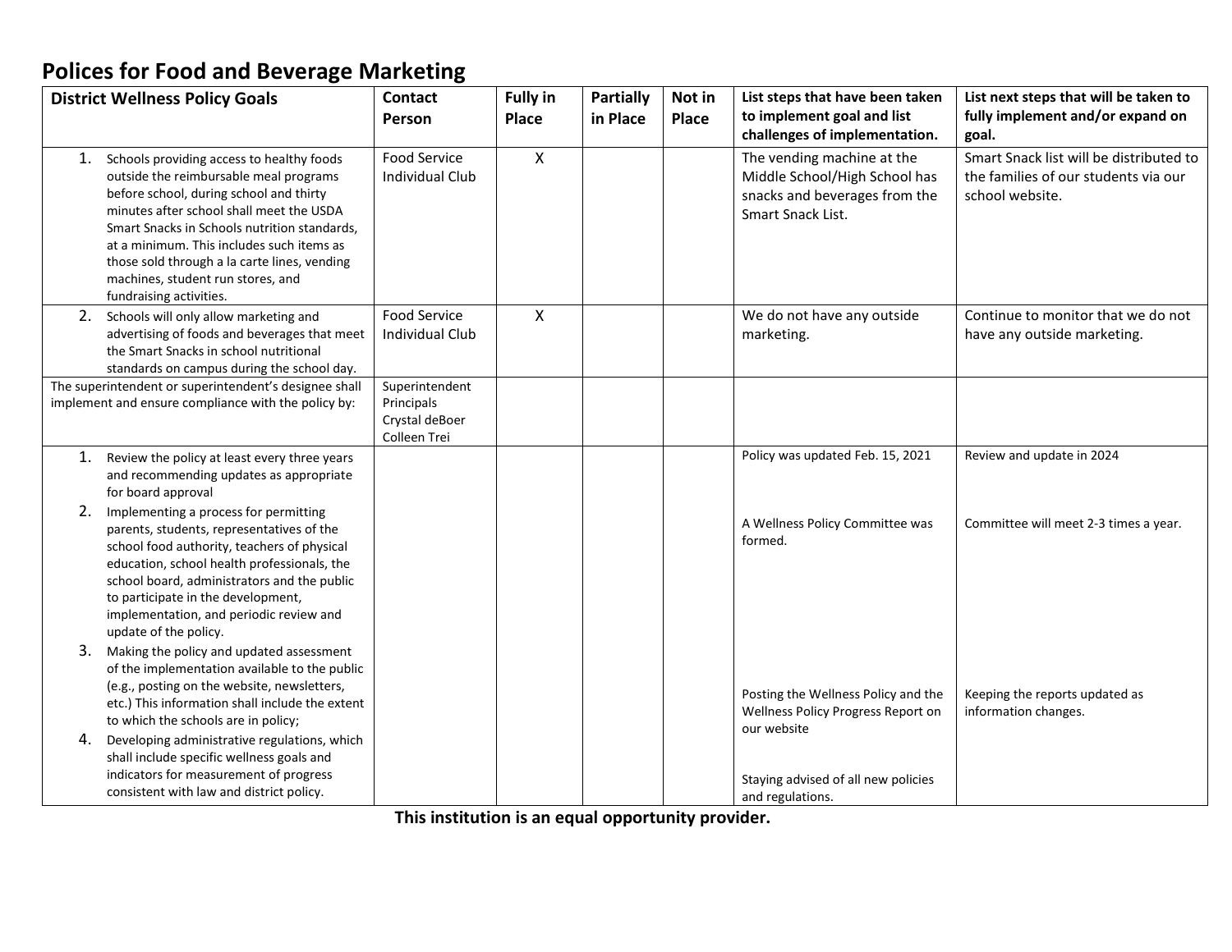## Polices for Food and Beverage Marketing

| District Wellness Policy Goals | Contact Person | Fully in Place | Partially in Place | Not in Place | List steps that have been taken to implement goal and list challenges of implementation. | List next steps that will be taken to fully implement and/or expand on goal. |
|---|---|---|---|---|---|---|
| 1. Schools providing access to healthy foods outside the reimbursable meal programs before school, during school and thirty minutes after school shall meet the USDA Smart Snacks in Schools nutrition standards, at a minimum. This includes such items as those sold through a la carte lines, vending machines, student run stores, and fundraising activities. | Food Service Individual Club | X | | | The vending machine at the Middle School/High School has snacks and beverages from the Smart Snack List. | Smart Snack list will be distributed to the families of our students via our school website. |
| 2. Schools will only allow marketing and advertising of foods and beverages that meet the Smart Snacks in school nutritional standards on campus during the school day. | Food Service Individual Club | X | | | We do not have any outside marketing. | Continue to monitor that we do not have any outside marketing. |
| The superintendent or superintendent's designee shall implement and ensure compliance with the policy by: | Superintendent Principals Crystal deBoer Colleen Trei | | | | | |
| 1. Review the policy at least every three years and recommending updates as appropriate for board approval<br>2. Implementing a process for permitting parents, students, representatives of the school food authority, teachers of physical education, school health professionals, the school board, administrators and the public to participate in the development, implementation, and periodic review and update of the policy.<br>3. Making the policy and updated assessment of the implementation available to the public (e.g., posting on the website, newsletters, etc.) This information shall include the extent to which the schools are in policy;<br>4. Developing administrative regulations, which shall include specific wellness goals and indicators for measurement of progress consistent with law and district policy. | | | | | Policy was updated Feb. 15, 2021<br>A Wellness Policy Committee was formed.<br>Posting the Wellness Policy and the Wellness Policy Progress Report on our website<br>Staying advised of all new policies and regulations. | Review and update in 2024<br>Committee will meet 2-3 times a year.<br>Keeping the reports updated as information changes. |

**This institution is an equal opportunity provider.**